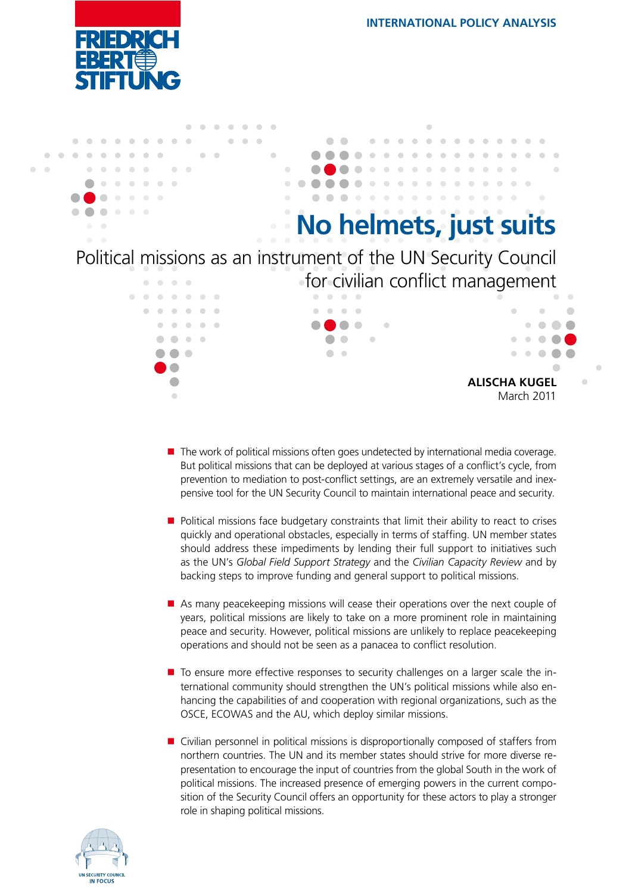INTERNATIONAL POLICY ANALYSIS

# No helmets, just suits

## Political missions as an instrument of the UN Security Council for civilian conflict management

**ALISCHA KUGEL**
March 2011

- The work of political missions often goes undetected by international media coverage. But political missions that can be deployed at various stages of a conflict's cycle, from prevention to mediation to post-conflict settings, are an extremely versatile and inexpensive tool for the UN Security Council to maintain international peace and security.

- Political missions face budgetary constraints that limit their ability to react to crises quickly and operational obstacles, especially in terms of staffing. UN member states should address these impediments by lending their full support to initiatives such as the UN's *Global Field Support Strategy* and the *Civilian Capacity Review* and by backing steps to improve funding and general support to political missions.

- As many peacekeeping missions will cease their operations over the next couple of years, political missions are likely to take on a more prominent role in maintaining peace and security. However, political missions are unlikely to replace peacekeeping operations and should not be seen as a panacea to conflict resolution.

- To ensure more effective responses to security challenges on a larger scale the international community should strengthen the UN's political missions while also enhancing the capabilities of and cooperation with regional organizations, such as the OSCE, ECOWAS and the AU, which deploy similar missions.

- Civilian personnel in political missions is disproportionally composed of staffers from northern countries. The UN and its member states should strive for more diverse representation to encourage the input of countries from the global South in the work of political missions. The increased presence of emerging powers in the current composition of the Security Council offers an opportunity for these actors to play a stronger role in shaping political missions.

UN SECURITY COUNCIL IN FOCUS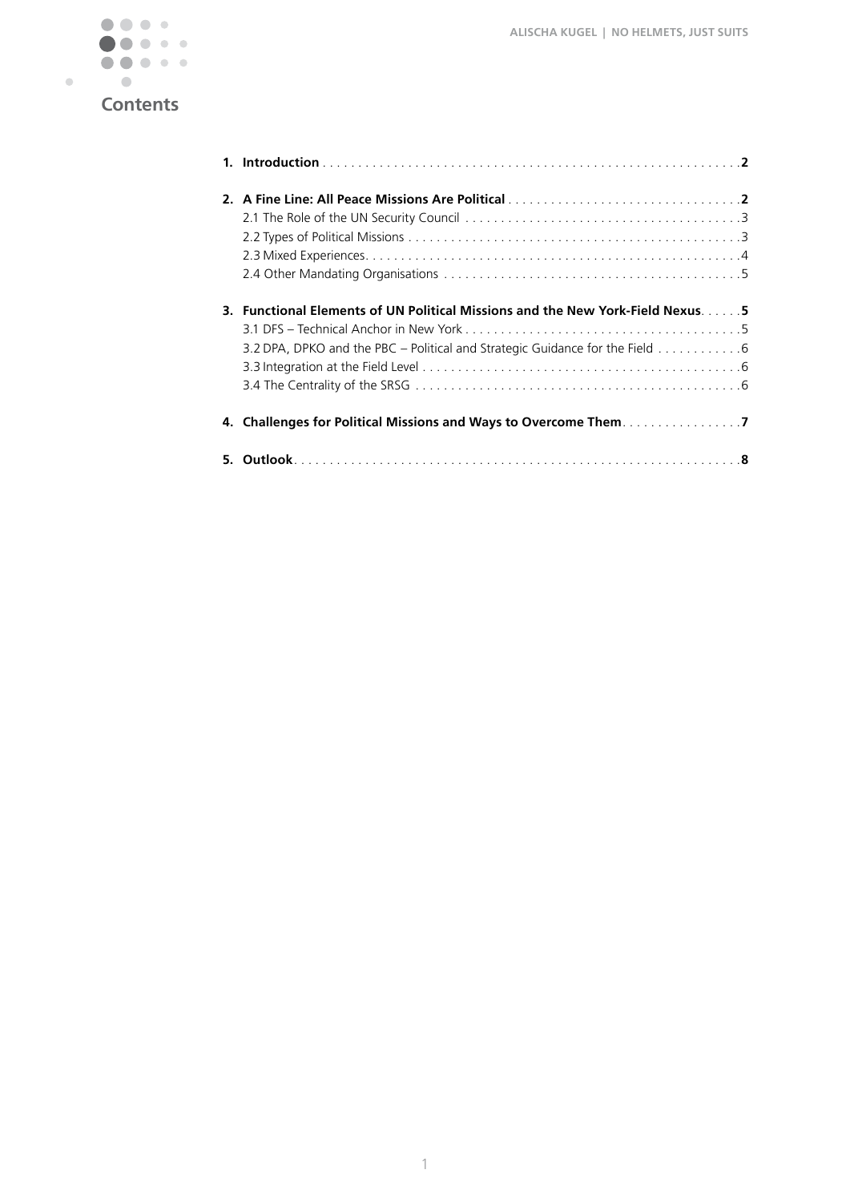# Contents

1. **Introduction** . . . . . . . . . . **2**
2. **A Fine Line: All Peace Missions Are Political** . . . . . . . . . . **2**
   - 2.1 The Role of the UN Security Council . . . . . . . . . . 3
   - 2.2 Types of Political Missions . . . . . . . . . . 3
   - 2.3 Mixed Experiences . . . . . . . . . . 4
   - 2.4 Other Mandating Organisations . . . . . . . . . . 5
3. **Functional Elements of UN Political Missions and the New York-Field Nexus** . . . . . . **5**
   - 3.1 DFS – Technical Anchor in New York . . . . . . . . . . 5
   - 3.2 DPA, DPKO and the PBC – Political and Strategic Guidance for the Field . . . . . . . . . . 6
   - 3.3 Integration at the Field Level . . . . . . . . . . 6
   - 3.4 The Centrality of the SRSG . . . . . . . . . . 6
4. **Challenges for Political Missions and Ways to Overcome Them** . . . . . . . . . . **7**
5. **Outlook** . . . . . . . . . . **8**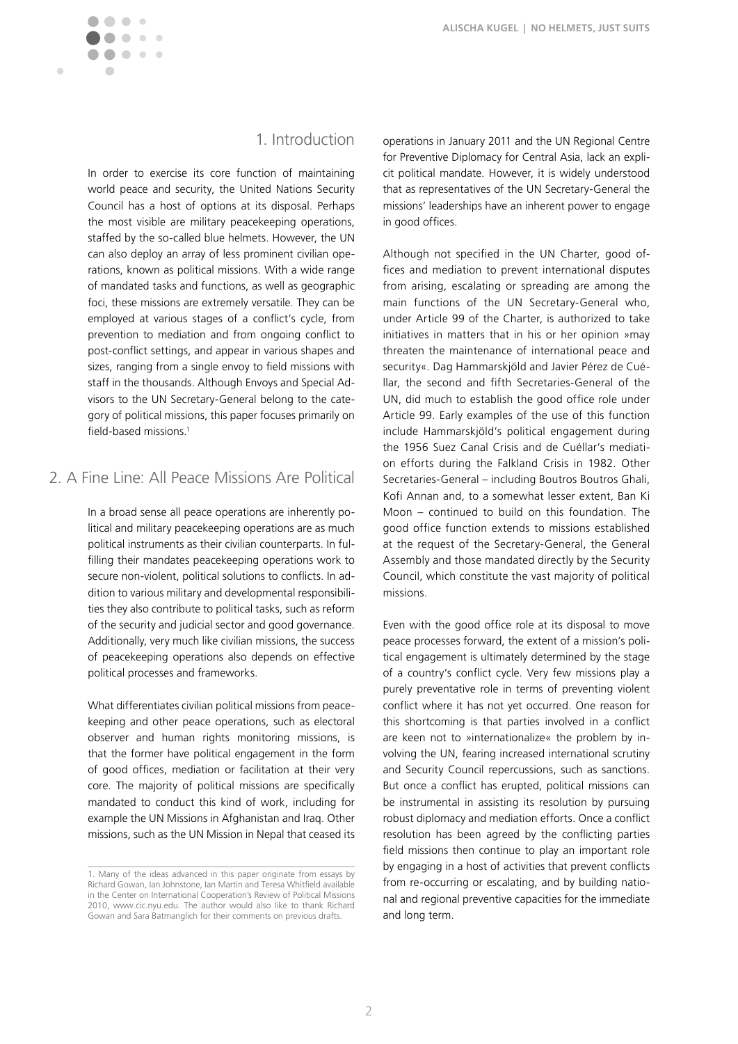## 1. Introduction

In order to exercise its core function of maintaining world peace and security, the United Nations Security Council has a host of options at its disposal. Perhaps the most visible are military peacekeeping operations, staffed by the so-called blue helmets. However, the UN can also deploy an array of less prominent civilian operations, known as political missions. With a wide range of mandated tasks and functions, as well as geographic foci, these missions are extremely versatile. They can be employed at various stages of a conflict's cycle, from prevention to mediation and from ongoing conflict to post-conflict settings, and appear in various shapes and sizes, ranging from a single envoy to field missions with staff in the thousands. Although Envoys and Special Advisors to the UN Secretary-General belong to the category of political missions, this paper focuses primarily on field-based missions.[1]

## 2. A Fine Line: All Peace Missions Are Political

In a broad sense all peace operations are inherently political and military peacekeeping operations are as much political instruments as their civilian counterparts. In fulfilling their mandates peacekeeping operations work to secure non-violent, political solutions to conflicts. In addition to various military and developmental responsibilities they also contribute to political tasks, such as reform of the security and judicial sector and good governance. Additionally, very much like civilian missions, the success of peacekeeping operations also depends on effective political processes and frameworks.

What differentiates civilian political missions from peacekeeping and other peace operations, such as electoral observer and human rights monitoring missions, is that the former have political engagement in the form of good offices, mediation or facilitation at their very core. The majority of political missions are specifically mandated to conduct this kind of work, including for example the UN Missions in Afghanistan and Iraq. Other missions, such as the UN Mission in Nepal that ceased its operations in January 2011 and the UN Regional Centre for Preventive Diplomacy for Central Asia, lack an explicit political mandate. However, it is widely understood that as representatives of the UN Secretary-General the missions' leaderships have an inherent power to engage in good offices.

Although not specified in the UN Charter, good offices and mediation to prevent international disputes from arising, escalating or spreading are among the main functions of the UN Secretary-General who, under Article 99 of the Charter, is authorized to take initiatives in matters that in his or her opinion »may threaten the maintenance of international peace and security«. Dag Hammarskjöld and Javier Pérez de Cuéllar, the second and fifth Secretaries-General of the UN, did much to establish the good office role under Article 99. Early examples of the use of this function include Hammarskjöld's political engagement during the 1956 Suez Canal Crisis and de Cuéllar's mediation efforts during the Falkland Crisis in 1982. Other Secretaries-General – including Boutros Boutros Ghali, Kofi Annan and, to a somewhat lesser extent, Ban Ki Moon – continued to build on this foundation. The good office function extends to missions established at the request of the Secretary-General, the General Assembly and those mandated directly by the Security Council, which constitute the vast majority of political missions.

Even with the good office role at its disposal to move peace processes forward, the extent of a mission's political engagement is ultimately determined by the stage of a country's conflict cycle. Very few missions play a purely preventative role in terms of preventing violent conflict where it has not yet occurred. One reason for this shortcoming is that parties involved in a conflict are keen not to »internationalize« the problem by involving the UN, fearing increased international scrutiny and Security Council repercussions, such as sanctions. But once a conflict has erupted, political missions can be instrumental in assisting its resolution by pursuing robust diplomacy and mediation efforts. Once a conflict resolution has been agreed by the conflicting parties field missions then continue to play an important role by engaging in a host of activities that prevent conflicts from re-occurring or escalating, and by building national and regional preventive capacities for the immediate and long term.

---

1. Many of the ideas advanced in this paper originate from essays by Richard Gowan, Ian Johnstone, Ian Martin and Teresa Whitfield available in the Center on International Cooperation's Review of Political Missions 2010, www.cic.nyu.edu. The author would also like to thank Richard Gowan and Sara Batmanglich for their comments on previous drafts.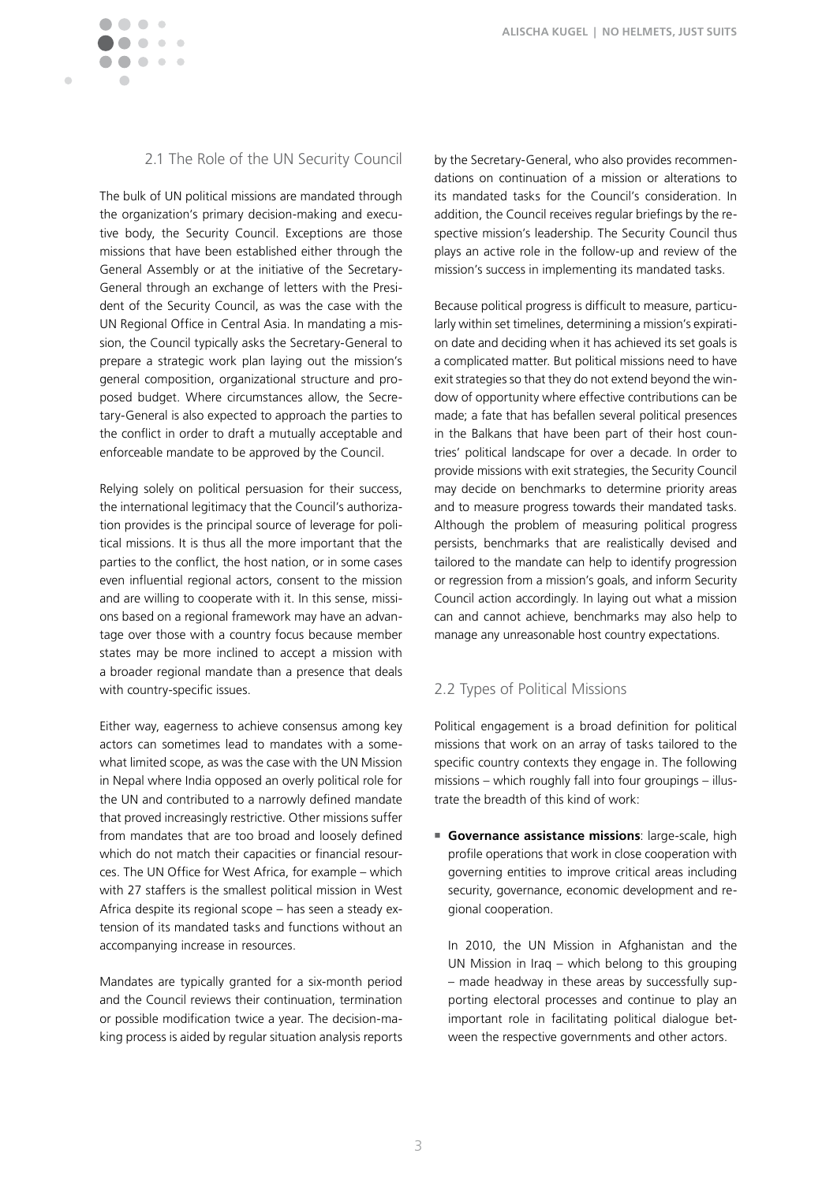## 2.1 The Role of the UN Security Council

The bulk of UN political missions are mandated through the organization's primary decision-making and executive body, the Security Council. Exceptions are those missions that have been established either through the General Assembly or at the initiative of the Secretary-General through an exchange of letters with the President of the Security Council, as was the case with the UN Regional Office in Central Asia. In mandating a mission, the Council typically asks the Secretary-General to prepare a strategic work plan laying out the mission's general composition, organizational structure and proposed budget. Where circumstances allow, the Secretary-General is also expected to approach the parties to the conflict in order to draft a mutually acceptable and enforceable mandate to be approved by the Council.

Relying solely on political persuasion for their success, the international legitimacy that the Council's authorization provides is the principal source of leverage for political missions. It is thus all the more important that the parties to the conflict, the host nation, or in some cases even influential regional actors, consent to the mission and are willing to cooperate with it. In this sense, missions based on a regional framework may have an advantage over those with a country focus because member states may be more inclined to accept a mission with a broader regional mandate than a presence that deals with country-specific issues.

Either way, eagerness to achieve consensus among key actors can sometimes lead to mandates with a somewhat limited scope, as was the case with the UN Mission in Nepal where India opposed an overly political role for the UN and contributed to a narrowly defined mandate that proved increasingly restrictive. Other missions suffer from mandates that are too broad and loosely defined which do not match their capacities or financial resources. The UN Office for West Africa, for example – which with 27 staffers is the smallest political mission in West Africa despite its regional scope – has seen a steady extension of its mandated tasks and functions without an accompanying increase in resources.

Mandates are typically granted for a six-month period and the Council reviews their continuation, termination or possible modification twice a year. The decision-making process is aided by regular situation analysis reports by the Secretary-General, who also provides recommendations on continuation of a mission or alterations to its mandated tasks for the Council's consideration. In addition, the Council receives regular briefings by the respective mission's leadership. The Security Council thus plays an active role in the follow-up and review of the mission's success in implementing its mandated tasks.

Because political progress is difficult to measure, particularly within set timelines, determining a mission's expiration date and deciding when it has achieved its set goals is a complicated matter. But political missions need to have exit strategies so that they do not extend beyond the window of opportunity where effective contributions can be made; a fate that has befallen several political presences in the Balkans that have been part of their host countries' political landscape for over a decade. In order to provide missions with exit strategies, the Security Council may decide on benchmarks to determine priority areas and to measure progress towards their mandated tasks. Although the problem of measuring political progress persists, benchmarks that are realistically devised and tailored to the mandate can help to identify progression or regression from a mission's goals, and inform Security Council action accordingly. In laying out what a mission can and cannot achieve, benchmarks may also help to manage any unreasonable host country expectations.

## 2.2 Types of Political Missions

Political engagement is a broad definition for political missions that work on an array of tasks tailored to the specific country contexts they engage in. The following missions – which roughly fall into four groupings – illustrate the breadth of this kind of work:

- **Governance assistance missions**: large-scale, high profile operations that work in close cooperation with governing entities to improve critical areas including security, governance, economic development and regional cooperation.

  In 2010, the UN Mission in Afghanistan and the UN Mission in Iraq – which belong to this grouping – made headway in these areas by successfully supporting electoral processes and continue to play an important role in facilitating political dialogue between the respective governments and other actors.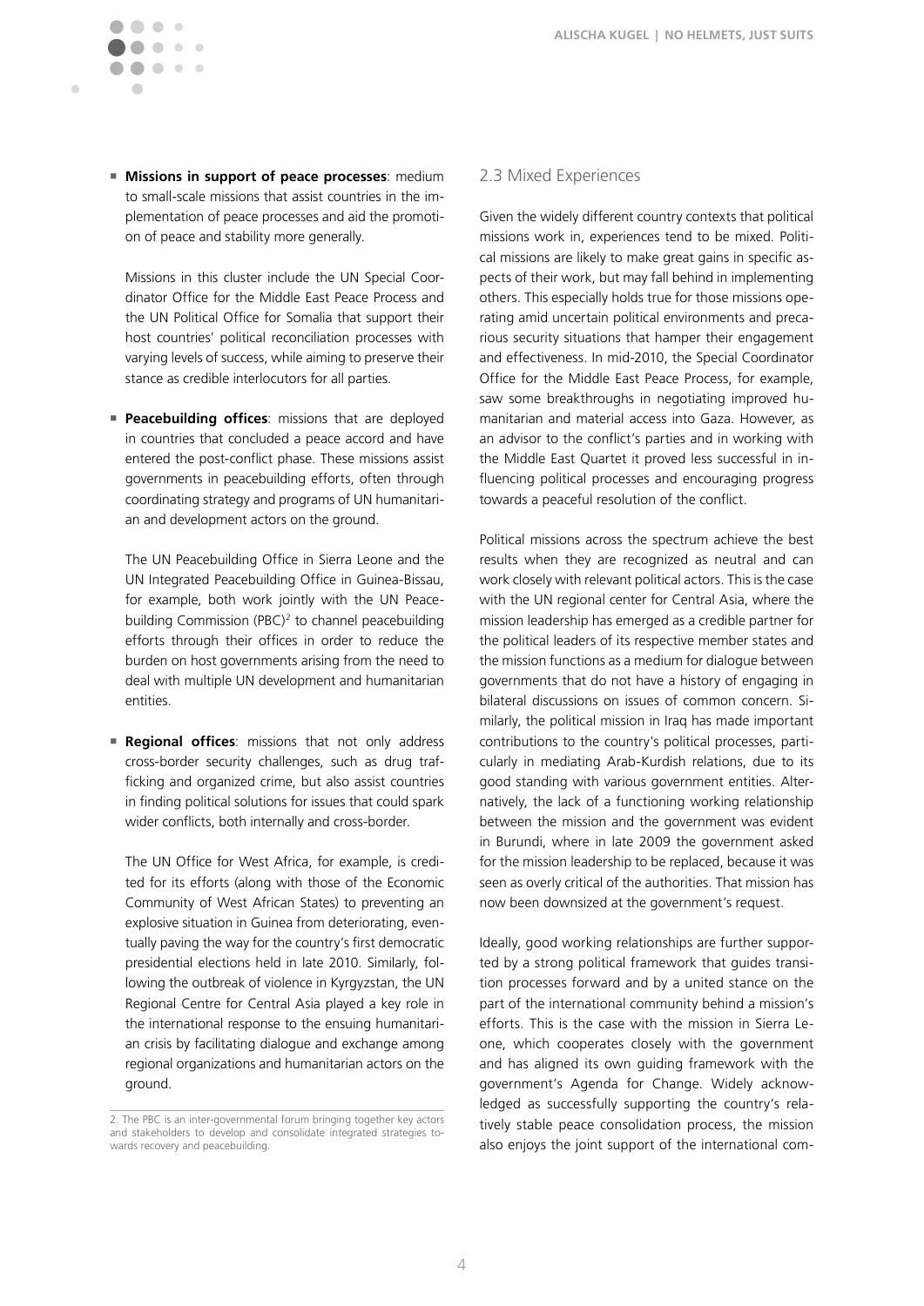- **Missions in support of peace processes**: medium to small-scale missions that assist countries in the implementation of peace processes and aid the promotion of peace and stability more generally.

  Missions in this cluster include the UN Special Coordinator Office for the Middle East Peace Process and the UN Political Office for Somalia that support their host countries' political reconciliation processes with varying levels of success, while aiming to preserve their stance as credible interlocutors for all parties.

- **Peacebuilding offices**: missions that are deployed in countries that concluded a peace accord and have entered the post-conflict phase. These missions assist governments in peacebuilding efforts, often through coordinating strategy and programs of UN humanitarian and development actors on the ground.

  The UN Peacebuilding Office in Sierra Leone and the UN Integrated Peacebuilding Office in Guinea-Bissau, for example, both work jointly with the UN Peacebuilding Commission (PBC)[2] to channel peacebuilding efforts through their offices in order to reduce the burden on host governments arising from the need to deal with multiple UN development and humanitarian entities.

- **Regional offices**: missions that not only address cross-border security challenges, such as drug trafficking and organized crime, but also assist countries in finding political solutions for issues that could spark wider conflicts, both internally and cross-border.

  The UN Office for West Africa, for example, is credited for its efforts (along with those of the Economic Community of West African States) to preventing an explosive situation in Guinea from deteriorating, eventually paving the way for the country's first democratic presidential elections held in late 2010. Similarly, following the outbreak of violence in Kyrgyzstan, the UN Regional Centre for Central Asia played a key role in the international response to the ensuing humanitarian crisis by facilitating dialogue and exchange among regional organizations and humanitarian actors on the ground.

2. The PBC is an inter-governmental forum bringing together key actors and stakeholders to develop and consolidate integrated strategies towards recovery and peacebuilding.

## 2.3 Mixed Experiences

Given the widely different country contexts that political missions work in, experiences tend to be mixed. Political missions are likely to make great gains in specific aspects of their work, but may fall behind in implementing others. This especially holds true for those missions operating amid uncertain political environments and precarious security situations that hamper their engagement and effectiveness. In mid-2010, the Special Coordinator Office for the Middle East Peace Process, for example, saw some breakthroughs in negotiating improved humanitarian and material access into Gaza. However, as an advisor to the conflict's parties and in working with the Middle East Quartet it proved less successful in influencing political processes and encouraging progress towards a peaceful resolution of the conflict.

Political missions across the spectrum achieve the best results when they are recognized as neutral and can work closely with relevant political actors. This is the case with the UN regional center for Central Asia, where the mission leadership has emerged as a credible partner for the political leaders of its respective member states and the mission functions as a medium for dialogue between governments that do not have a history of engaging in bilateral discussions on issues of common concern. Similarly, the political mission in Iraq has made important contributions to the country's political processes, particularly in mediating Arab-Kurdish relations, due to its good standing with various government entities. Alternatively, the lack of a functioning working relationship between the mission and the government was evident in Burundi, where in late 2009 the government asked for the mission leadership to be replaced, because it was seen as overly critical of the authorities. That mission has now been downsized at the government's request.

Ideally, good working relationships are further supported by a strong political framework that guides transition processes forward and by a united stance on the part of the international community behind a mission's efforts. This is the case with the mission in Sierra Leone, which cooperates closely with the government and has aligned its own guiding framework with the government's Agenda for Change. Widely acknowledged as successfully supporting the country's relatively stable peace consolidation process, the mission also enjoys the joint support of the international com-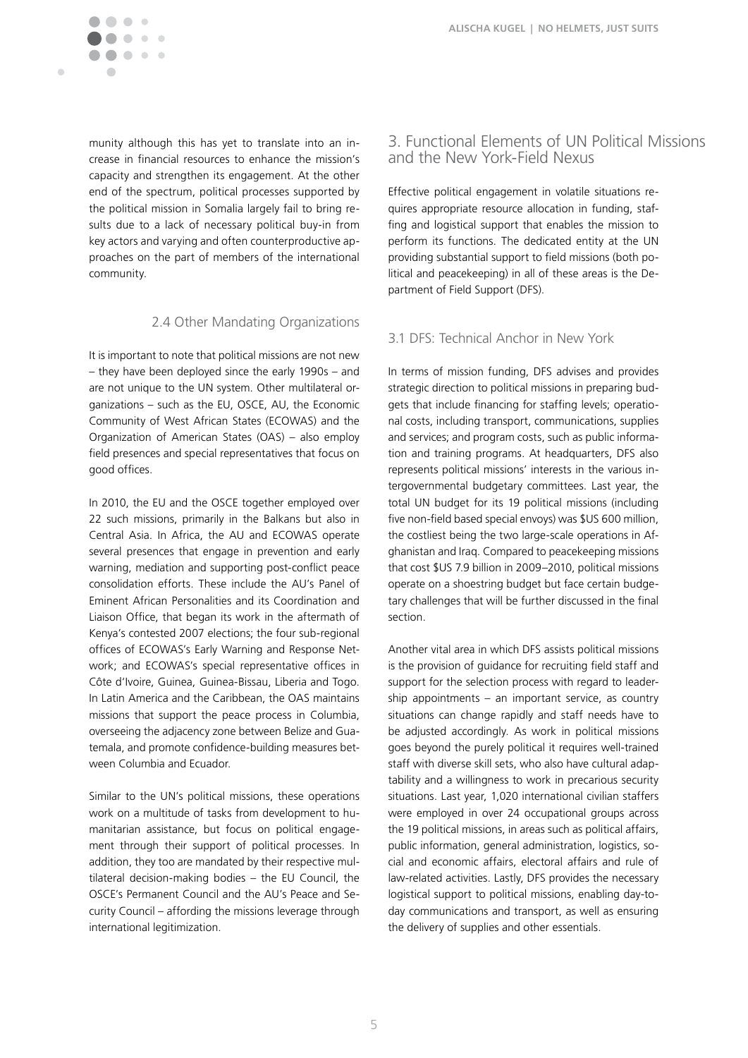munity although this has yet to translate into an increase in financial resources to enhance the mission's capacity and strengthen its engagement. At the other end of the spectrum, political processes supported by the political mission in Somalia largely fail to bring results due to a lack of necessary political buy-in from key actors and varying and often counterproductive approaches on the part of members of the international community.

### 2.4 Other Mandating Organizations

It is important to note that political missions are not new – they have been deployed since the early 1990s – and are not unique to the UN system. Other multilateral organizations – such as the EU, OSCE, AU, the Economic Community of West African States (ECOWAS) and the Organization of American States (OAS) – also employ field presences and special representatives that focus on good offices.

In 2010, the EU and the OSCE together employed over 22 such missions, primarily in the Balkans but also in Central Asia. In Africa, the AU and ECOWAS operate several presences that engage in prevention and early warning, mediation and supporting post-conflict peace consolidation efforts. These include the AU's Panel of Eminent African Personalities and its Coordination and Liaison Office, that began its work in the aftermath of Kenya's contested 2007 elections; the four sub-regional offices of ECOWAS's Early Warning and Response Network; and ECOWAS's special representative offices in Côte d'Ivoire, Guinea, Guinea-Bissau, Liberia and Togo. In Latin America and the Caribbean, the OAS maintains missions that support the peace process in Columbia, overseeing the adjacency zone between Belize and Guatemala, and promote confidence-building measures between Columbia and Ecuador.

Similar to the UN's political missions, these operations work on a multitude of tasks from development to humanitarian assistance, but focus on political engagement through their support of political processes. In addition, they too are mandated by their respective multilateral decision-making bodies – the EU Council, the OSCE's Permanent Council and the AU's Peace and Security Council – affording the missions leverage through international legitimization.

## 3. Functional Elements of UN Political Missions and the New York-Field Nexus

Effective political engagement in volatile situations requires appropriate resource allocation in funding, staffing and logistical support that enables the mission to perform its functions. The dedicated entity at the UN providing substantial support to field missions (both political and peacekeeping) in all of these areas is the Department of Field Support (DFS).

### 3.1 DFS: Technical Anchor in New York

In terms of mission funding, DFS advises and provides strategic direction to political missions in preparing budgets that include financing for staffing levels; operational costs, including transport, communications, supplies and services; and program costs, such as public information and training programs. At headquarters, DFS also represents political missions' interests in the various intergovernmental budgetary committees. Last year, the total UN budget for its 19 political missions (including five non-field based special envoys) was $US 600 million, the costliest being the two large-scale operations in Afghanistan and Iraq. Compared to peacekeeping missions that cost $US 7.9 billion in 2009–2010, political missions operate on a shoestring budget but face certain budgetary challenges that will be further discussed in the final section.

Another vital area in which DFS assists political missions is the provision of guidance for recruiting field staff and support for the selection process with regard to leadership appointments – an important service, as country situations can change rapidly and staff needs have to be adjusted accordingly. As work in political missions goes beyond the purely political it requires well-trained staff with diverse skill sets, who also have cultural adaptability and a willingness to work in precarious security situations. Last year, 1,020 international civilian staffers were employed in over 24 occupational groups across the 19 political missions, in areas such as political affairs, public information, general administration, logistics, social and economic affairs, electoral affairs and rule of law-related activities. Lastly, DFS provides the necessary logistical support to political missions, enabling day-to-day communications and transport, as well as ensuring the delivery of supplies and other essentials.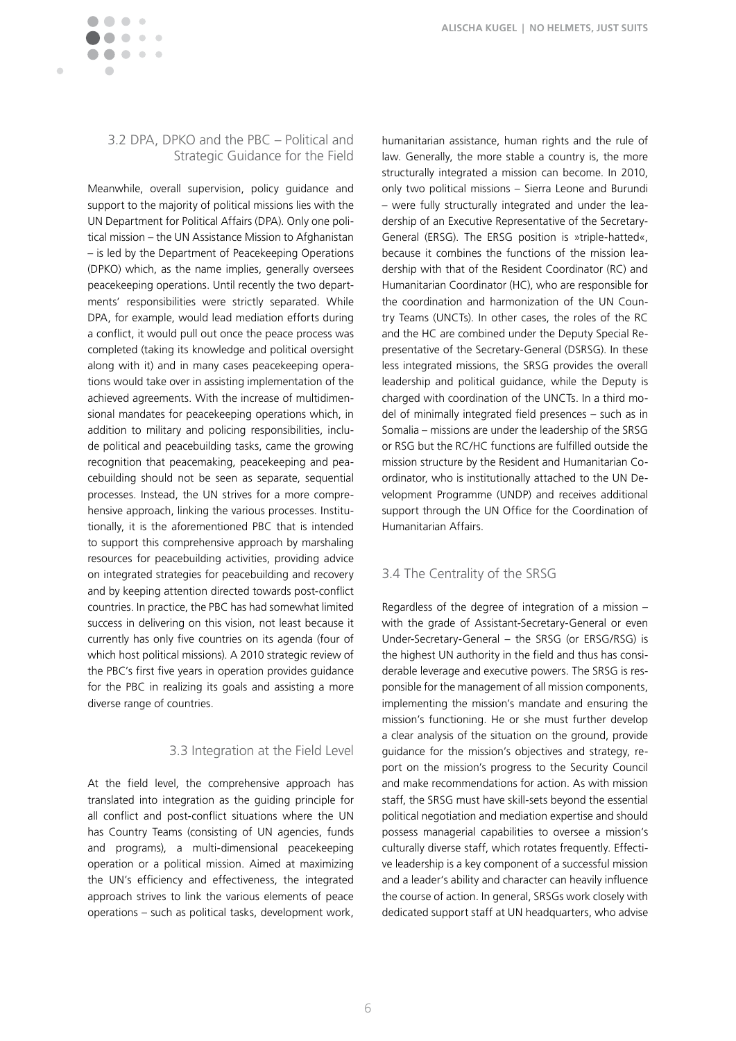### 3.2 DPA, DPKO and the PBC – Political and Strategic Guidance for the Field

Meanwhile, overall supervision, policy guidance and support to the majority of political missions lies with the UN Department for Political Affairs (DPA). Only one political mission – the UN Assistance Mission to Afghanistan – is led by the Department of Peacekeeping Operations (DPKO) which, as the name implies, generally oversees peacekeeping operations. Until recently the two departments' responsibilities were strictly separated. While DPA, for example, would lead mediation efforts during a conflict, it would pull out once the peace process was completed (taking its knowledge and political oversight along with it) and in many cases peacekeeping operations would take over in assisting implementation of the achieved agreements. With the increase of multidimensional mandates for peacekeeping operations which, in addition to military and policing responsibilities, include political and peacebuilding tasks, came the growing recognition that peacemaking, peacekeeping and peacebuilding should not be seen as separate, sequential processes. Instead, the UN strives for a more comprehensive approach, linking the various processes. Institutionally, it is the aforementioned PBC that is intended to support this comprehensive approach by marshaling resources for peacebuilding activities, providing advice on integrated strategies for peacebuilding and recovery and by keeping attention directed towards post-conflict countries. In practice, the PBC has had somewhat limited success in delivering on this vision, not least because it currently has only five countries on its agenda (four of which host political missions). A 2010 strategic review of the PBC's first five years in operation provides guidance for the PBC in realizing its goals and assisting a more diverse range of countries.

### 3.3 Integration at the Field Level

At the field level, the comprehensive approach has translated into integration as the guiding principle for all conflict and post-conflict situations where the UN has Country Teams (consisting of UN agencies, funds and programs), a multi-dimensional peacekeeping operation or a political mission. Aimed at maximizing the UN's efficiency and effectiveness, the integrated approach strives to link the various elements of peace operations – such as political tasks, development work, humanitarian assistance, human rights and the rule of law. Generally, the more stable a country is, the more structurally integrated a mission can become. In 2010, only two political missions – Sierra Leone and Burundi – were fully structurally integrated and under the leadership of an Executive Representative of the Secretary-General (ERSG). The ERSG position is »triple-hatted«, because it combines the functions of the mission leadership with that of the Resident Coordinator (RC) and Humanitarian Coordinator (HC), who are responsible for the coordination and harmonization of the UN Country Teams (UNCTs). In other cases, the roles of the RC and the HC are combined under the Deputy Special Representative of the Secretary-General (DSRSG). In these less integrated missions, the SRSG provides the overall leadership and political guidance, while the Deputy is charged with coordination of the UNCTs. In a third model of minimally integrated field presences – such as in Somalia – missions are under the leadership of the SRSG or RSG but the RC/HC functions are fulfilled outside the mission structure by the Resident and Humanitarian Coordinator, who is institutionally attached to the UN Development Programme (UNDP) and receives additional support through the UN Office for the Coordination of Humanitarian Affairs.

### 3.4 The Centrality of the SRSG

Regardless of the degree of integration of a mission – with the grade of Assistant-Secretary-General or even Under-Secretary-General – the SRSG (or ERSG/RSG) is the highest UN authority in the field and thus has considerable leverage and executive powers. The SRSG is responsible for the management of all mission components, implementing the mission's mandate and ensuring the mission's functioning. He or she must further develop a clear analysis of the situation on the ground, provide guidance for the mission's objectives and strategy, report on the mission's progress to the Security Council and make recommendations for action. As with mission staff, the SRSG must have skill-sets beyond the essential political negotiation and mediation expertise and should possess managerial capabilities to oversee a mission's culturally diverse staff, which rotates frequently. Effective leadership is a key component of a successful mission and a leader's ability and character can heavily influence the course of action. In general, SRSGs work closely with dedicated support staff at UN headquarters, who advise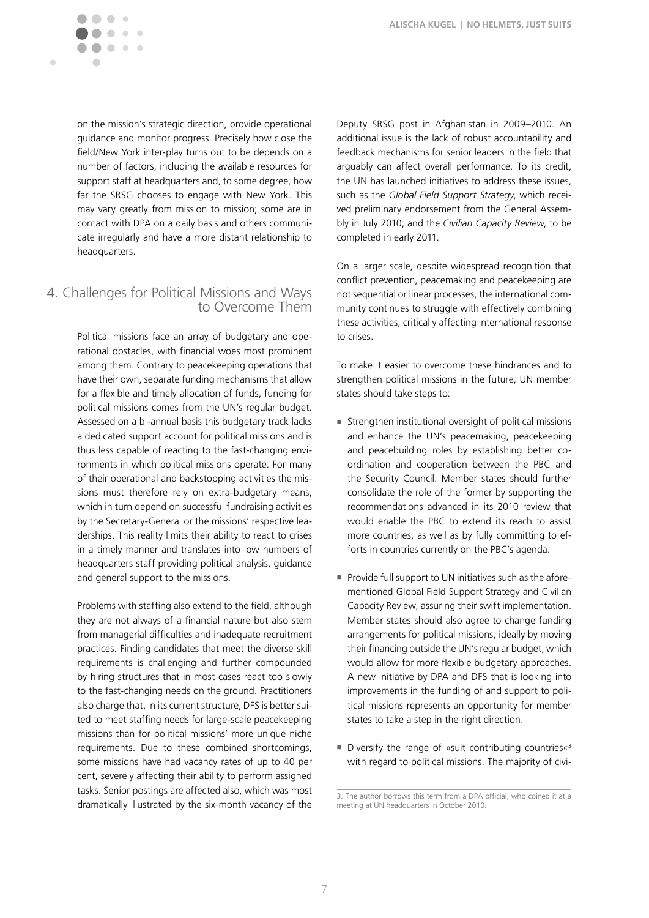on the mission's strategic direction, provide operational guidance and monitor progress. Precisely how close the field/New York inter-play turns out to be depends on a number of factors, including the available resources for support staff at headquarters and, to some degree, how far the SRSG chooses to engage with New York. This may vary greatly from mission to mission; some are in contact with DPA on a daily basis and others communicate irregularly and have a more distant relationship to headquarters.

## 4. Challenges for Political Missions and Ways to Overcome Them

Political missions face an array of budgetary and operational obstacles, with financial woes most prominent among them. Contrary to peacekeeping operations that have their own, separate funding mechanisms that allow for a flexible and timely allocation of funds, funding for political missions comes from the UN's regular budget. Assessed on a bi-annual basis this budgetary track lacks a dedicated support account for political missions and is thus less capable of reacting to the fast-changing environments in which political missions operate. For many of their operational and backstopping activities the missions must therefore rely on extra-budgetary means, which in turn depend on successful fundraising activities by the Secretary-General or the missions' respective leaderships. This reality limits their ability to react to crises in a timely manner and translates into low numbers of headquarters staff providing political analysis, guidance and general support to the missions.

Problems with staffing also extend to the field, although they are not always of a financial nature but also stem from managerial difficulties and inadequate recruitment practices. Finding candidates that meet the diverse skill requirements is challenging and further compounded by hiring structures that in most cases react too slowly to the fast-changing needs on the ground. Practitioners also charge that, in its current structure, DFS is better suited to meet staffing needs for large-scale peacekeeping missions than for political missions' more unique niche requirements. Due to these combined shortcomings, some missions have had vacancy rates of up to 40 per cent, severely affecting their ability to perform assigned tasks. Senior postings are affected also, which was most dramatically illustrated by the six-month vacancy of the Deputy SRSG post in Afghanistan in 2009–2010. An additional issue is the lack of robust accountability and feedback mechanisms for senior leaders in the field that arguably can affect overall performance. To its credit, the UN has launched initiatives to address these issues, such as the *Global Field Support Strategy*, which received preliminary endorsement from the General Assembly in July 2010, and the *Civilian Capacity Review*, to be completed in early 2011.

On a larger scale, despite widespread recognition that conflict prevention, peacemaking and peacekeeping are not sequential or linear processes, the international community continues to struggle with effectively combining these activities, critically affecting international response to crises.

To make it easier to overcome these hindrances and to strengthen political missions in the future, UN member states should take steps to:

- Strengthen institutional oversight of political missions and enhance the UN's peacemaking, peacekeeping and peacebuilding roles by establishing better coordination and cooperation between the PBC and the Security Council. Member states should further consolidate the role of the former by supporting the recommendations advanced in its 2010 review that would enable the PBC to extend its reach to assist more countries, as well as by fully committing to efforts in countries currently on the PBC's agenda.
- Provide full support to UN initiatives such as the aforementioned Global Field Support Strategy and Civilian Capacity Review, assuring their swift implementation. Member states should also agree to change funding arrangements for political missions, ideally by moving their financing outside the UN's regular budget, which would allow for more flexible budgetary approaches. A new initiative by DPA and DFS that is looking into improvements in the funding of and support to political missions represents an opportunity for member states to take a step in the right direction.
- Diversify the range of »suit contributing countries«[3] with regard to political missions. The majority of civi-

3. The author borrows this term from a DPA official, who coined it at a meeting at UN headquarters in October 2010.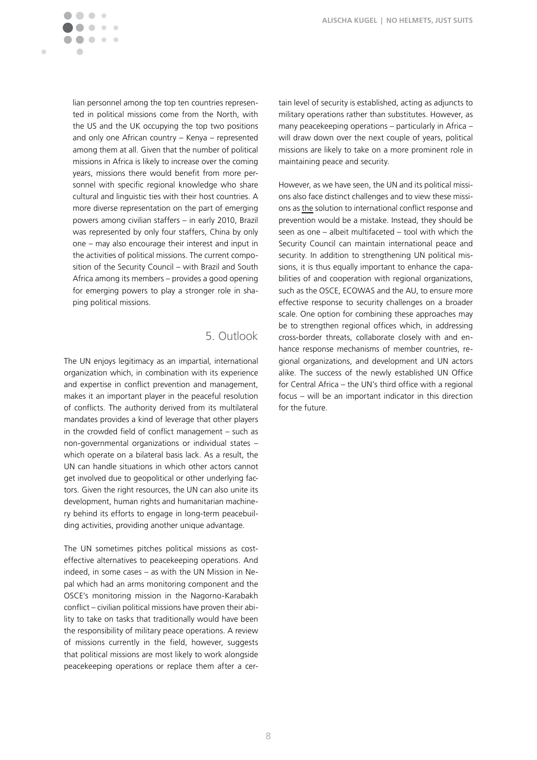lian personnel among the top ten countries represented in political missions come from the North, with the US and the UK occupying the top two positions and only one African country – Kenya – represented among them at all. Given that the number of political missions in Africa is likely to increase over the coming years, missions there would benefit from more personnel with specific regional knowledge who share cultural and linguistic ties with their host countries. A more diverse representation on the part of emerging powers among civilian staffers – in early 2010, Brazil was represented by only four staffers, China by only one – may also encourage their interest and input in the activities of political missions. The current composition of the Security Council – with Brazil and South Africa among its members – provides a good opening for emerging powers to play a stronger role in shaping political missions.

## 5. Outlook

The UN enjoys legitimacy as an impartial, international organization which, in combination with its experience and expertise in conflict prevention and management, makes it an important player in the peaceful resolution of conflicts. The authority derived from its multilateral mandates provides a kind of leverage that other players in the crowded field of conflict management – such as non-governmental organizations or individual states – which operate on a bilateral basis lack. As a result, the UN can handle situations in which other actors cannot get involved due to geopolitical or other underlying factors. Given the right resources, the UN can also unite its development, human rights and humanitarian machinery behind its efforts to engage in long-term peacebuilding activities, providing another unique advantage.

The UN sometimes pitches political missions as cost-effective alternatives to peacekeeping operations. And indeed, in some cases – as with the UN Mission in Nepal which had an arms monitoring component and the OSCE's monitoring mission in the Nagorno-Karabakh conflict – civilian political missions have proven their ability to take on tasks that traditionally would have been the responsibility of military peace operations. A review of missions currently in the field, however, suggests that political missions are most likely to work alongside peacekeeping operations or replace them after a certain level of security is established, acting as adjuncts to military operations rather than substitutes. However, as many peacekeeping operations – particularly in Africa – will draw down over the next couple of years, political missions are likely to take on a more prominent role in maintaining peace and security.

However, as we have seen, the UN and its political missions also face distinct challenges and to view these missions as the solution to international conflict response and prevention would be a mistake. Instead, they should be seen as one – albeit multifaceted – tool with which the Security Council can maintain international peace and security. In addition to strengthening UN political missions, it is thus equally important to enhance the capabilities of and cooperation with regional organizations, such as the OSCE, ECOWAS and the AU, to ensure more effective response to security challenges on a broader scale. One option for combining these approaches may be to strengthen regional offices which, in addressing cross-border threats, collaborate closely with and enhance response mechanisms of member countries, regional organizations, and development and UN actors alike. The success of the newly established UN Office for Central Africa – the UN's third office with a regional focus – will be an important indicator in this direction for the future.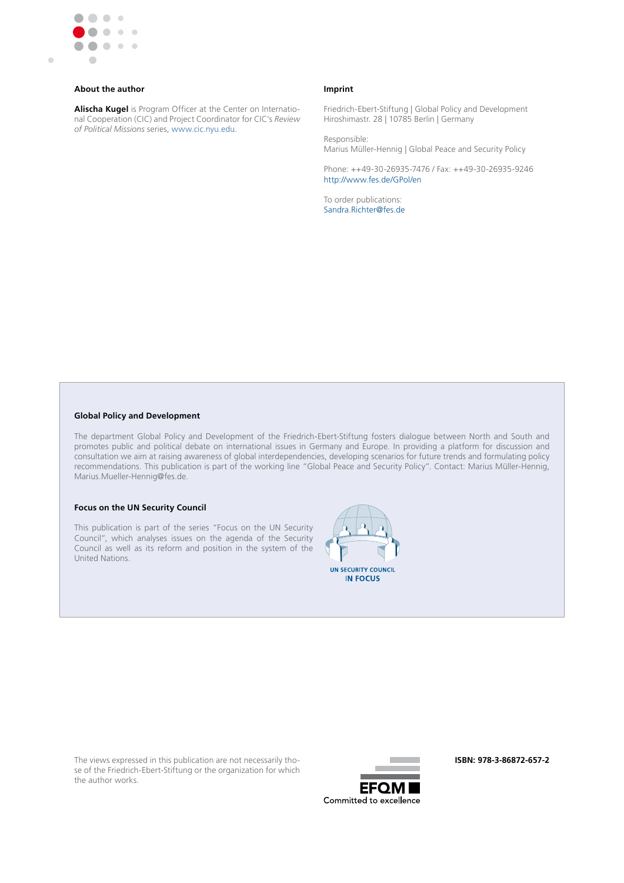### About the author

**Alischa Kugel** is Program Officer at the Center on International Cooperation (CIC) and Project Coordinator for CIC's *Review of Political Missions* series, www.cic.nyu.edu.

### Imprint

Friedrich-Ebert-Stiftung | Global Policy and Development
Hiroshimastr. 28 | 10785 Berlin | Germany

Responsible:
Marius Müller-Hennig | Global Peace and Security Policy

Phone: ++49-30-26935-7476 / Fax: ++49-30-26935-9246
http://www.fes.de/GPol/en

To order publications:
Sandra.Richter@fes.de

### Global Policy and Development

The department Global Policy and Development of the Friedrich-Ebert-Stiftung fosters dialogue between North and South and promotes public and political debate on international issues in Germany and Europe. In providing a platform for discussion and consultation we aim at raising awareness of global interdependencies, developing scenarios for future trends and formulating policy recommendations. This publication is part of the working line "Global Peace and Security Policy". Contact: Marius Müller-Hennig, Marius.Mueller-Hennig@fes.de.

### Focus on the UN Security Council

This publication is part of the series "Focus on the UN Security Council", which analyses issues on the agenda of the Security Council as well as its reform and position in the system of the United Nations.

UN SECURITY COUNCIL
IN FOCUS

The views expressed in this publication are not necessarily those of the Friedrich-Ebert-Stiftung or the organization for which the author works.

EFQM
Committed to excellence

**ISBN: 978-3-86872-657-2**